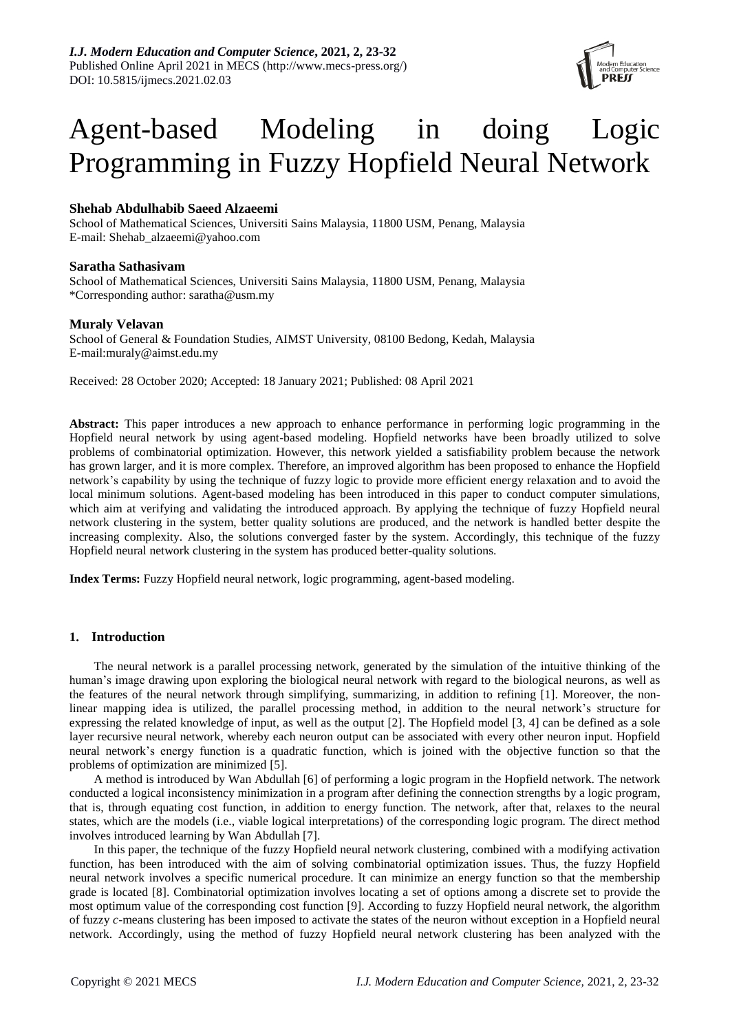# Agent-based Modeling in doing Logic Programming in Fuzzy Hopfield Neural Network

**Shehab Abdulhabib Saeed Alzaeemi**

School of Mathematical Sciences, Universiti Sains Malaysia, 11800 USM, Penang, Malaysia
E-mail: Shehab_alzaeemi@yahoo.com

**Saratha Sathasivam**

School of Mathematical Sciences, Universiti Sains Malaysia, 11800 USM, Penang, Malaysia
*Corresponding author: saratha@usm.my

**Muraly Velavan**

School of General & Foundation Studies, AIMST University, 08100 Bedong, Kedah, Malaysia
E-mail:muraly@aimst.edu.my

Received: 28 October 2020; Accepted: 18 January 2021; Published: 08 April 2021

**Abstract:** This paper introduces a new approach to enhance performance in performing logic programming in the Hopfield neural network by using agent-based modeling. Hopfield networks have been broadly utilized to solve problems of combinatorial optimization. However, this network yielded a satisfiability problem because the network has grown larger, and it is more complex. Therefore, an improved algorithm has been proposed to enhance the Hopfield network's capability by using the technique of fuzzy logic to provide more efficient energy relaxation and to avoid the local minimum solutions. Agent-based modeling has been introduced in this paper to conduct computer simulations, which aim at verifying and validating the introduced approach. By applying the technique of fuzzy Hopfield neural network clustering in the system, better quality solutions are produced, and the network is handled better despite the increasing complexity. Also, the solutions converged faster by the system. Accordingly, this technique of the fuzzy Hopfield neural network clustering in the system has produced better-quality solutions.

**Index Terms:** Fuzzy Hopfield neural network, logic programming, agent-based modeling.

## 1. Introduction

The neural network is a parallel processing network, generated by the simulation of the intuitive thinking of the human's image drawing upon exploring the biological neural network with regard to the biological neurons, as well as the features of the neural network through simplifying, summarizing, in addition to refining [1]. Moreover, the non-linear mapping idea is utilized, the parallel processing method, in addition to the neural network's structure for expressing the related knowledge of input, as well as the output [2]. The Hopfield model [3, 4] can be defined as a sole layer recursive neural network, whereby each neuron output can be associated with every other neuron input. Hopfield neural network's energy function is a quadratic function, which is joined with the objective function so that the problems of optimization are minimized [5].

A method is introduced by Wan Abdullah [6] of performing a logic program in the Hopfield network. The network conducted a logical inconsistency minimization in a program after defining the connection strengths by a logic program, that is, through equating cost function, in addition to energy function. The network, after that, relaxes to the neural states, which are the models (i.e., viable logical interpretations) of the corresponding logic program. The direct method involves introduced learning by Wan Abdullah [7].

In this paper, the technique of the fuzzy Hopfield neural network clustering, combined with a modifying activation function, has been introduced with the aim of solving combinatorial optimization issues. Thus, the fuzzy Hopfield neural network involves a specific numerical procedure. It can minimize an energy function so that the membership grade is located [8]. Combinatorial optimization involves locating a set of options among a discrete set to provide the most optimum value of the corresponding cost function [9]. According to fuzzy Hopfield neural network, the algorithm of fuzzy *c*-means clustering has been imposed to activate the states of the neuron without exception in a Hopfield neural network. Accordingly, using the method of fuzzy Hopfield neural network clustering has been analyzed with the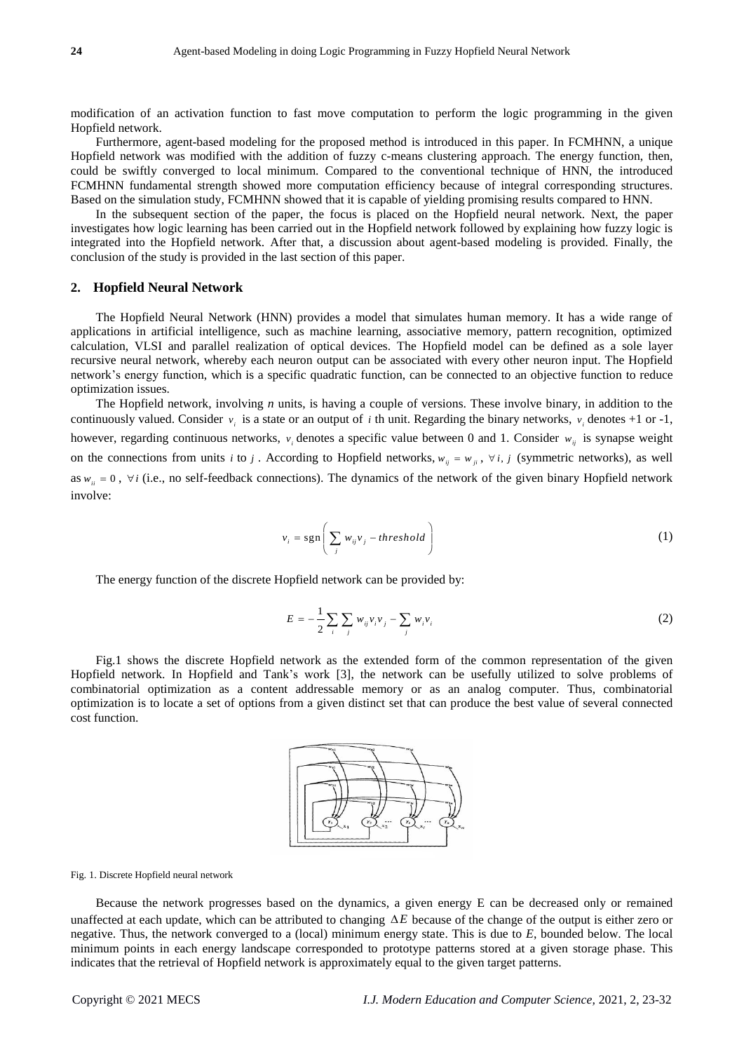modification of an activation function to fast move computation to perform the logic programming in the given Hopfield network.

Furthermore, agent-based modeling for the proposed method is introduced in this paper. In FCMHNN, a unique Hopfield network was modified with the addition of fuzzy c-means clustering approach. The energy function, then, could be swiftly converged to local minimum. Compared to the conventional technique of HNN, the introduced FCMHNN fundamental strength showed more computation efficiency because of integral corresponding structures. Based on the simulation study, FCMHNN showed that it is capable of yielding promising results compared to HNN.

In the subsequent section of the paper, the focus is placed on the Hopfield neural network. Next, the paper investigates how logic learning has been carried out in the Hopfield network followed by explaining how fuzzy logic is integrated into the Hopfield network. After that, a discussion about agent-based modeling is provided. Finally, the conclusion of the study is provided in the last section of this paper.

## 2. Hopfield Neural Network

The Hopfield Neural Network (HNN) provides a model that simulates human memory. It has a wide range of applications in artificial intelligence, such as machine learning, associative memory, pattern recognition, optimized calculation, VLSI and parallel realization of optical devices. The Hopfield model can be defined as a sole layer recursive neural network, whereby each neuron output can be associated with every other neuron input. The Hopfield network's energy function, which is a specific quadratic function, can be connected to an objective function to reduce optimization issues.

The Hopfield network, involving *n* units, is having a couple of versions. These involve binary, in addition to the continuously valued. Consider $v_i$ is a state or an output of $i$ th unit. Regarding the binary networks, $v_i$ denotes +1 or -1, however, regarding continuous networks, $v_i$ denotes a specific value between 0 and 1. Consider $w_{ij}$ is synapse weight on the connections from units $i$ to $j$. According to Hopfield networks, $w_{ij} = w_{ji}$, $\forall i, j$ (symmetric networks), as well as $w_{ii} = 0$, $\forall i$ (i.e., no self-feedback connections). The dynamics of the network of the given binary Hopfield network involve:

$$v_i = \mathrm{sgn}\left( \sum_j w_{ij} v_j - threshold \right) \tag{1}$$

The energy function of the discrete Hopfield network can be provided by:

$$E = -\frac{1}{2} \sum_i \sum_j w_{ij} v_i v_j - \sum_j w_i v_i \tag{2}$$

Fig.1 shows the discrete Hopfield network as the extended form of the common representation of the given Hopfield network. In Hopfield and Tank's work [3], the network can be usefully utilized to solve problems of combinatorial optimization as a content addressable memory or as an analog computer. Thus, combinatorial optimization is to locate a set of options from a given distinct set that can produce the best value of several connected cost function.

Fig. 1. Discrete Hopfield neural network

Because the network progresses based on the dynamics, a given energy E can be decreased only or remained unaffected at each update, which can be attributed to changing $\Delta E$ because of the change of the output is either zero or negative. Thus, the network converged to a (local) minimum energy state. This is due to *E*, bounded below. The local minimum points in each energy landscape corresponded to prototype patterns stored at a given storage phase. This indicates that the retrieval of Hopfield network is approximately equal to the given target patterns.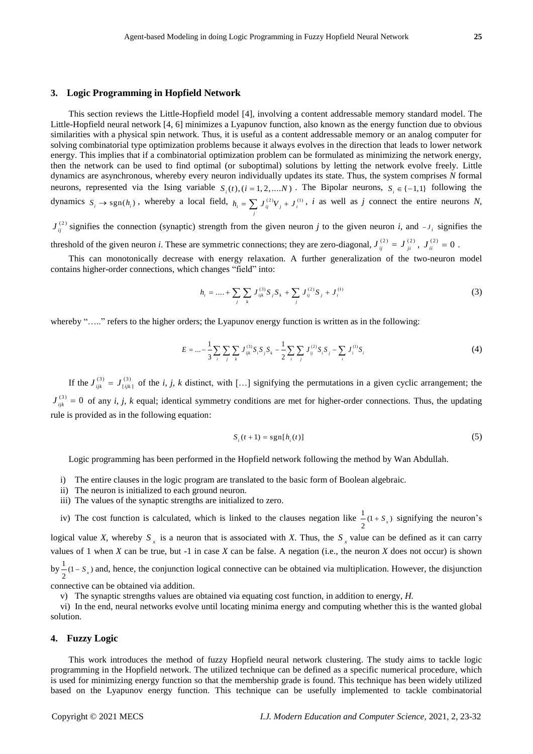## 3. Logic Programming in Hopfield Network

This section reviews the Little-Hopfield model [4], involving a content addressable memory standard model. The Little-Hopfield neural network [4, 6] minimizes a Lyapunov function, also known as the energy function due to obvious similarities with a physical spin network. Thus, it is useful as a content addressable memory or an analog computer for solving combinatorial type optimization problems because it always evolves in the direction that leads to lower network energy. This implies that if a combinatorial optimization problem can be formulated as minimizing the network energy, then the network can be used to find optimal (or suboptimal) solutions by letting the network evolve freely. Little dynamics are asynchronous, whereby every neuron individually updates its state. Thus, the system comprises *N* formal neurons, represented via the Ising variable $S_i(t), (i = 1, 2, \ldots. N)$. The Bipolar neurons, $S_i \in \{-1, 1\}$ following the dynamics $S_i \to \text{sgn}(h_i)$, whereby a local field, $h_i = \sum_j J_{ij}^{(2)} V_j + J_i^{(1)}$, *i* as well as *j* connect the entire neurons *N*, $J_{ij}^{(2)}$ signifies the connection (synaptic) strength from the given neuron *j* to the given neuron *i*, and $-J_i$ signifies the threshold of the given neuron *i*. These are symmetric connections; they are zero-diagonal, $J_{ij}^{(2)} = J_{ji}^{(2)}$, $J_{ii}^{(2)} = 0$.

This can monotonically decrease with energy relaxation. A further generalization of the two-neuron model contains higher-order connections, which changes "field" into:

$$h_i = \ldots. + \sum_j \sum_k J_{ijk}^{(3)} S_j S_k + \sum_j J_{ij}^{(2)} S_j + J_i^{(1)} \tag{3}$$

whereby "….." refers to the higher orders; the Lyapunov energy function is written as in the following:

$$E = \ldots - \frac{1}{3} \sum_i \sum_j \sum_k J_{ijk}^{(3)} S_i S_j S_k - \frac{1}{2} \sum_i \sum_j J_{ij}^{(2)} S_i S_j - \sum_i J_i^{(1)} S_i \tag{4}$$

If the $J_{ijk}^{(3)} = J_{[ijk]}^{(3)}$ of the *i*, *j*, *k* distinct, with […] signifying the permutations in a given cyclic arrangement; the $J_{ijk}^{(3)} = 0$ of any *i*, *j*, *k* equal; identical symmetry conditions are met for higher-order connections. Thus, the updating rule is provided as in the following equation:

$$S_i(t+1) = \text{sgn}[h_i(t)] \tag{5}$$

Logic programming has been performed in the Hopfield network following the method by Wan Abdullah.

i) The entire clauses in the logic program are translated to the basic form of Boolean algebraic.
ii) The neuron is initialized to each ground neuron.
iii) The values of the synaptic strengths are initialized to zero.
iv) The cost function is calculated, which is linked to the clauses negation like $\frac{1}{2}(1 + S_x)$ signifying the neuron's logical value *X*, whereby $S_x$ is a neuron that is associated with *X*. Thus, the $S_x$ value can be defined as it can carry values of 1 when *X* can be true, but -1 in case *X* can be false. A negation (i.e., the neuron *X* does not occur) is shown by $\frac{1}{2}(1 - S_x)$ and, hence, the conjunction logical connective can be obtained via multiplication. However, the disjunction connective can be obtained via addition.
v) The synaptic strengths values are obtained via equating cost function, in addition to energy, *H*.
vi) In the end, neural networks evolve until locating minima energy and computing whether this is the wanted global solution.

## 4. Fuzzy Logic

This work introduces the method of fuzzy Hopfield neural network clustering. The study aims to tackle logic programming in the Hopfield network. The utilized technique can be defined as a specific numerical procedure, which is used for minimizing energy function so that the membership grade is found. This technique has been widely utilized based on the Lyapunov energy function. This technique can be usefully implemented to tackle combinatorial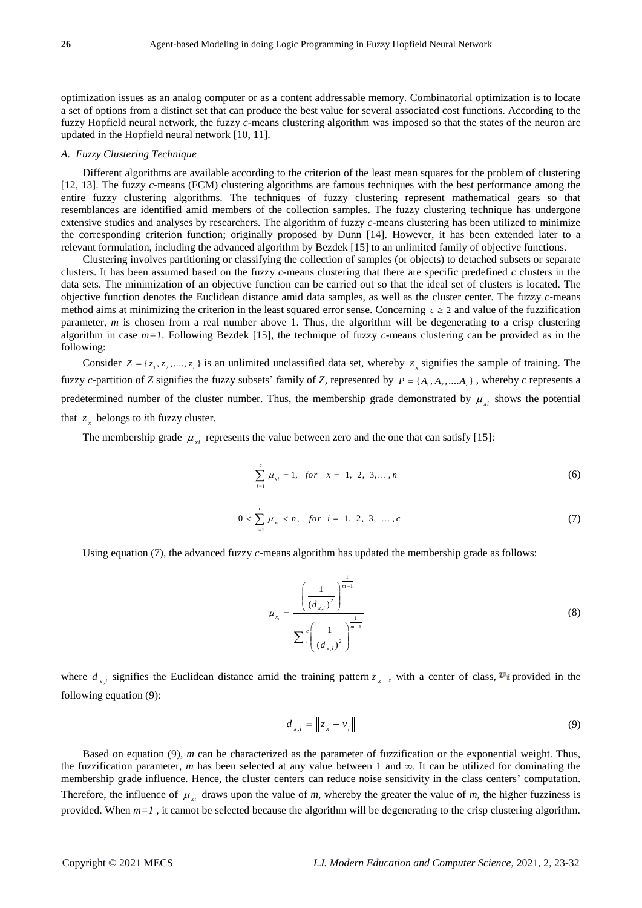optimization issues as an analog computer or as a content addressable memory. Combinatorial optimization is to locate a set of options from a distinct set that can produce the best value for several associated cost functions. According to the fuzzy Hopfield neural network, the fuzzy *c*-means clustering algorithm was imposed so that the states of the neuron are updated in the Hopfield neural network [10, 11].

### *A. Fuzzy Clustering Technique*

Different algorithms are available according to the criterion of the least mean squares for the problem of clustering [12, 13]. The fuzzy *c*-means (FCM) clustering algorithms are famous techniques with the best performance among the entire fuzzy clustering algorithms. The techniques of fuzzy clustering represent mathematical gears so that resemblances are identified amid members of the collection samples. The fuzzy clustering technique has undergone extensive studies and analyses by researchers. The algorithm of fuzzy *c*-means clustering has been utilized to minimize the corresponding criterion function; originally proposed by Dunn [14]. However, it has been extended later to a relevant formulation, including the advanced algorithm by Bezdek [15] to an unlimited family of objective functions.

Clustering involves partitioning or classifying the collection of samples (or objects) to detached subsets or separate clusters. It has been assumed based on the fuzzy *c*-means clustering that there are specific predefined *c* clusters in the data sets. The minimization of an objective function can be carried out so that the ideal set of clusters is located. The objective function denotes the Euclidean distance amid data samples, as well as the cluster center. The fuzzy *c*-means method aims at minimizing the criterion in the least squared error sense. Concerning $c \geq 2$ and value of the fuzzification parameter, *m* is chosen from a real number above 1. Thus, the algorithm will be degenerating to a crisp clustering algorithm in case $m=1$. Following Bezdek [15], the technique of fuzzy *c*-means clustering can be provided as in the following:

Consider $Z = \{z_1, z_2, ....., z_n\}$ is an unlimited unclassified data set, whereby $z_x$ signifies the sample of training. The fuzzy *c*-partition of *Z* signifies the fuzzy subsets' family of *Z*, represented by $P = \{A_1, A_2, ....A_z\}$, whereby *c* represents a predetermined number of the cluster number. Thus, the membership grade demonstrated by $\mu_{xi}$ shows the potential that $z_x$ belongs to *i*th fuzzy cluster.

The membership grade $\mu_{xi}$ represents the value between zero and the one that can satisfy [15]:

$$\sum_{i=1}^{c} \mu_{xi} = 1, \quad for \quad x = 1, 2, 3, \dots, n \tag{6}$$

$$0 < \sum_{i=1}^{c} \mu_{xi} < n, \quad for \ i = 1, 2, 3, \dots, c \tag{7}$$

Using equation (7), the advanced fuzzy *c*-means algorithm has updated the membership grade as follows:

$$\mu_{x_i} = \frac{\left(\dfrac{1}{(d_{x,i})^2}\right)^{\frac{1}{m-1}}}{\sum_{i}^{c}\left(\dfrac{1}{(d_{x,i})^2}\right)^{\frac{1}{m-1}}} \tag{8}$$

where $d_{x,i}$ signifies the Euclidean distance amid the training pattern $z_x$, with a center of class, $v_i$ provided in the following equation (9):

$$d_{x,i} = \left\| z_x - v_i \right\| \tag{9}$$

Based on equation (9), *m* can be characterized as the parameter of fuzzification or the exponential weight. Thus, the fuzzification parameter, *m* has been selected at any value between 1 and ∞. It can be utilized for dominating the membership grade influence. Hence, the cluster centers can reduce noise sensitivity in the class centers' computation. Therefore, the influence of $\mu_{xi}$ draws upon the value of *m*, whereby the greater the value of *m*, the higher fuzziness is provided. When $m=1$, it cannot be selected because the algorithm will be degenerating to the crisp clustering algorithm.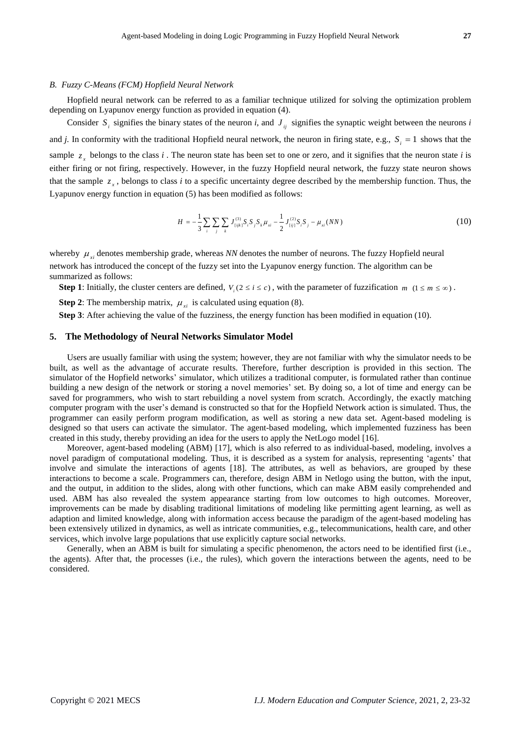### B. Fuzzy C-Means (FCM) Hopfield Neural Network

Hopfield neural network can be referred to as a familiar technique utilized for solving the optimization problem depending on Lyapunov energy function as provided in equation (4).

Consider $S_i$ signifies the binary states of the neuron *i*, and $J_{ij}$ signifies the synaptic weight between the neurons *i* and *j*. In conformity with the traditional Hopfield neural network, the neuron in firing state, e.g., $S_i = 1$ shows that the sample $z_x$ belongs to the class $i$. The neuron state has been set to one or zero, and it signifies that the neuron state *i* is either firing or not firing, respectively. However, in the fuzzy Hopfield neural network, the fuzzy state neuron shows that the sample $z_x$, belongs to class *i* to a specific uncertainty degree described by the membership function. Thus, the Lyapunov energy function in equation (5) has been modified as follows:

$$H = -\frac{1}{3}\sum_{i}\sum_{j}\sum_{k} J_{[ijk]}^{(3)} S_i S_j S_k \mu_{xi} - \frac{1}{2} J_{[ij]}^{(2)} S_i S_j - \mu_{xi}(NN) \tag{10}$$

whereby $\mu_{xi}$ denotes membership grade, whereas *NN* denotes the number of neurons. The fuzzy Hopfield neural network has introduced the concept of the fuzzy set into the Lyapunov energy function. The algorithm can be summarized as follows:

**Step 1**: Initially, the cluster centers are defined, $V_i (2 \le i \le c)$, with the parameter of fuzzification $m \ (1 \le m \le \infty)$.

**Step 2**: The membership matrix, $\mu_{xi}$ is calculated using equation (8).

**Step 3**: After achieving the value of the fuzziness, the energy function has been modified in equation (10).

## 5. The Methodology of Neural Networks Simulator Model

Users are usually familiar with using the system; however, they are not familiar with why the simulator needs to be built, as well as the advantage of accurate results. Therefore, further description is provided in this section. The simulator of the Hopfield networks' simulator, which utilizes a traditional computer, is formulated rather than continue building a new design of the network or storing a novel memories' set. By doing so, a lot of time and energy can be saved for programmers, who wish to start rebuilding a novel system from scratch. Accordingly, the exactly matching computer program with the user's demand is constructed so that for the Hopfield Network action is simulated. Thus, the programmer can easily perform program modification, as well as storing a new data set. Agent-based modeling is designed so that users can activate the simulator. The agent-based modeling, which implemented fuzziness has been created in this study, thereby providing an idea for the users to apply the NetLogo model [16].

Moreover, agent-based modeling (ABM) [17], which is also referred to as individual-based, modeling, involves a novel paradigm of computational modeling. Thus, it is described as a system for analysis, representing 'agents' that involve and simulate the interactions of agents [18]. The attributes, as well as behaviors, are grouped by these interactions to become a scale. Programmers can, therefore, design ABM in Netlogo using the button, with the input, and the output, in addition to the slides, along with other functions, which can make ABM easily comprehended and used. ABM has also revealed the system appearance starting from low outcomes to high outcomes. Moreover, improvements can be made by disabling traditional limitations of modeling like permitting agent learning, as well as adaption and limited knowledge, along with information access because the paradigm of the agent-based modeling has been extensively utilized in dynamics, as well as intricate communities, e.g., telecommunications, health care, and other services, which involve large populations that use explicitly capture social networks.

Generally, when an ABM is built for simulating a specific phenomenon, the actors need to be identified first (i.e., the agents). After that, the processes (i.e., the rules), which govern the interactions between the agents, need to be considered.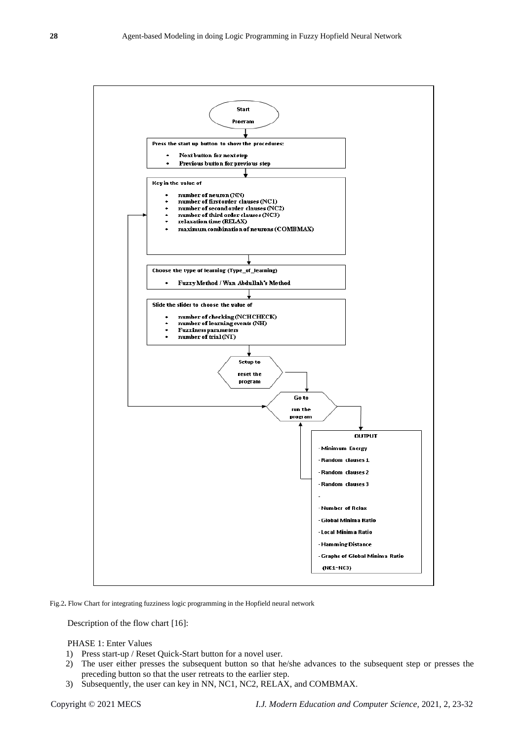Start Program

Press the start up button to show the procedures:

- Next button for next step
- Previous button for previous step

Key in the value of

- number of neuron (NN)
- number of first order clauses (NC1)
- number of second order clauses (NC2)
- number of third order clauses (NC3)
- relaxation time (RELAX)
- maximum combination of neurons (COMBMAX)

Choose the type of learning (Type_of_learning)

- Fuzzy Method / Wan Abdullah's Method

Slide the slider to choose the value of

- number of checking (NCHCHECK)
- number of learning events (NH)
- Fuzziness parameters
- number of trial (NT)

Setup to reset the program

Go to run the program

OUTPUT

- Minimum Energy
- Random clauses 1
- Random clauses 2
- Random clauses 3
- 
- Number of Relax
- Global Minima Ratio
- Local Minima Ratio
- Hamming Distance
- Graphs of Global Minima Ratio (NC1~NC3)

Fig.2. Flow Chart for integrating fuzziness logic programming in the Hopfield neural network

Description of the flow chart [16]:

PHASE 1: Enter Values

1) Press start-up / Reset Quick-Start button for a novel user.
2) The user either presses the subsequent button so that he/she advances to the subsequent step or presses the preceding button so that the user retreats to the earlier step.
3) Subsequently, the user can key in NN, NC1, NC2, RELAX, and COMBMAX.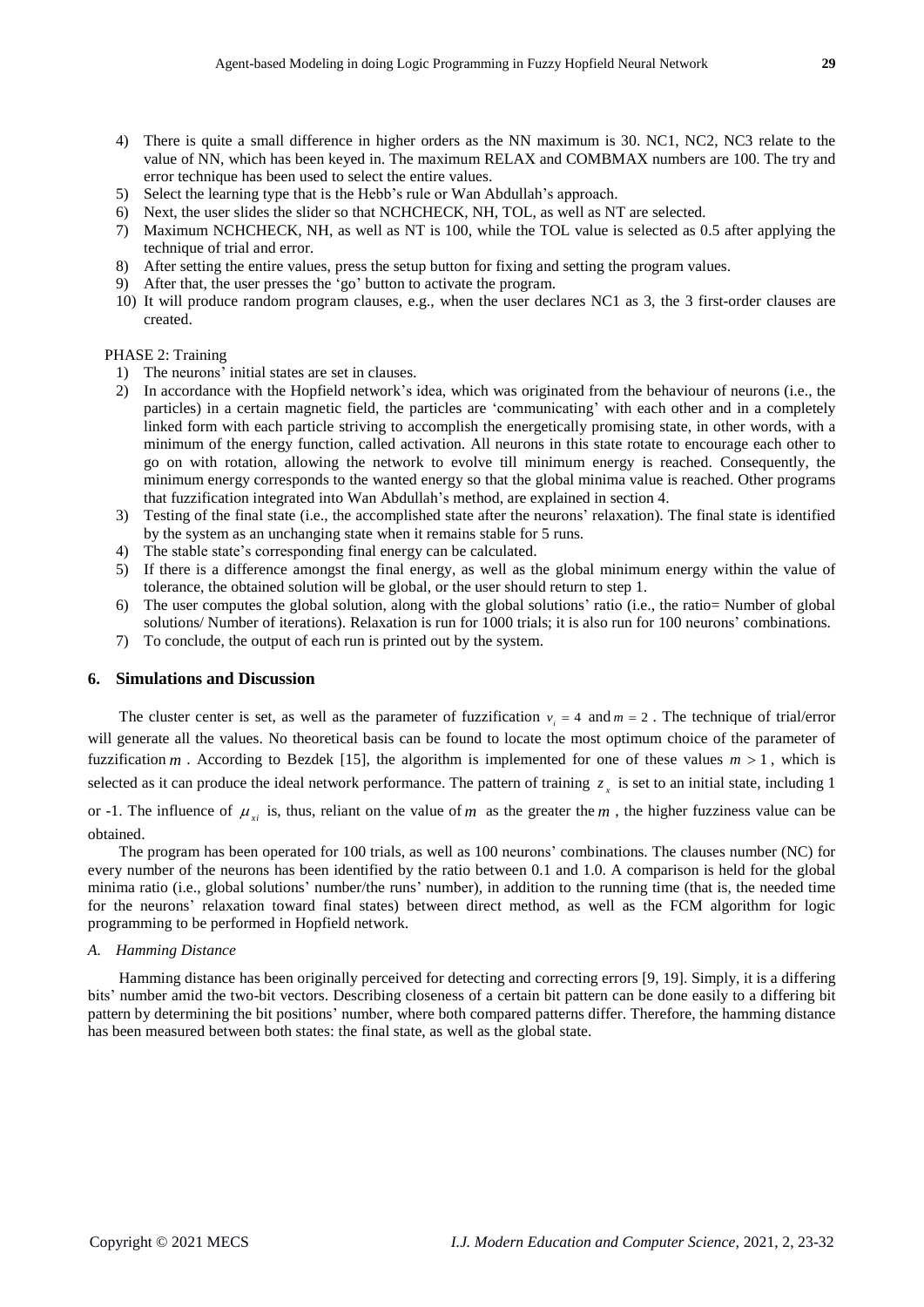4) There is quite a small difference in higher orders as the NN maximum is 30. NC1, NC2, NC3 relate to the value of NN, which has been keyed in. The maximum RELAX and COMBMAX numbers are 100. The try and error technique has been used to select the entire values.
5) Select the learning type that is the Hebb's rule or Wan Abdullah's approach.
6) Next, the user slides the slider so that NCHCHECK, NH, TOL, as well as NT are selected.
7) Maximum NCHCHECK, NH, as well as NT is 100, while the TOL value is selected as 0.5 after applying the technique of trial and error.
8) After setting the entire values, press the setup button for fixing and setting the program values.
9) After that, the user presses the 'go' button to activate the program.
10) It will produce random program clauses, e.g., when the user declares NC1 as 3, the 3 first-order clauses are created.

PHASE 2: Training

1) The neurons' initial states are set in clauses.
2) In accordance with the Hopfield network's idea, which was originated from the behaviour of neurons (i.e., the particles) in a certain magnetic field, the particles are 'communicating' with each other and in a completely linked form with each particle striving to accomplish the energetically promising state, in other words, with a minimum of the energy function, called activation. All neurons in this state rotate to encourage each other to go on with rotation, allowing the network to evolve till minimum energy is reached. Consequently, the minimum energy corresponds to the wanted energy so that the global minima value is reached. Other programs that fuzzification integrated into Wan Abdullah's method, are explained in section 4.
3) Testing of the final state (i.e., the accomplished state after the neurons' relaxation). The final state is identified by the system as an unchanging state when it remains stable for 5 runs.
4) The stable state's corresponding final energy can be calculated.
5) If there is a difference amongst the final energy, as well as the global minimum energy within the value of tolerance, the obtained solution will be global, or the user should return to step 1.
6) The user computes the global solution, along with the global solutions' ratio (i.e., the ratio= Number of global solutions/ Number of iterations). Relaxation is run for 1000 trials; it is also run for 100 neurons' combinations.
7) To conclude, the output of each run is printed out by the system.

## 6. Simulations and Discussion

The cluster center is set, as well as the parameter of fuzzification $v_i = 4$ and $m = 2$. The technique of trial/error will generate all the values. No theoretical basis can be found to locate the most optimum choice of the parameter of fuzzification $m$. According to Bezdek [15], the algorithm is implemented for one of these values $m > 1$, which is selected as it can produce the ideal network performance. The pattern of training $z_x$ is set to an initial state, including 1 or -1. The influence of $\mu_{xi}$ is, thus, reliant on the value of $m$ as the greater the $m$, the higher fuzziness value can be obtained.

The program has been operated for 100 trials, as well as 100 neurons' combinations. The clauses number (NC) for every number of the neurons has been identified by the ratio between 0.1 and 1.0. A comparison is held for the global minima ratio (i.e., global solutions' number/the runs' number), in addition to the running time (that is, the needed time for the neurons' relaxation toward final states) between direct method, as well as the FCM algorithm for logic programming to be performed in Hopfield network.

### *A. Hamming Distance*

Hamming distance has been originally perceived for detecting and correcting errors [9, 19]. Simply, it is a differing bits' number amid the two-bit vectors. Describing closeness of a certain bit pattern can be done easily to a differing bit pattern by determining the bit positions' number, where both compared patterns differ. Therefore, the hamming distance has been measured between both states: the final state, as well as the global state.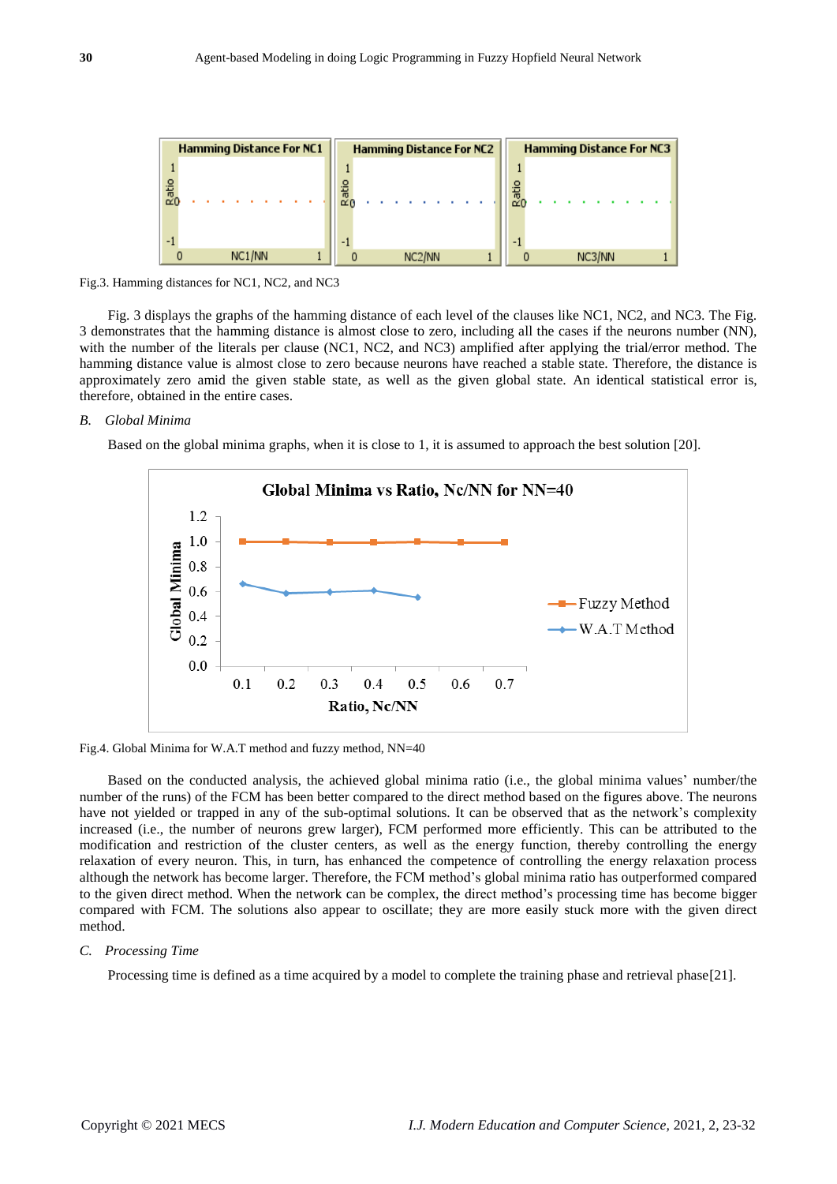Fig.3. Hamming distances for NC1, NC2, and NC3

Fig. 3 displays the graphs of the hamming distance of each level of the clauses like NC1, NC2, and NC3. The Fig. 3 demonstrates that the hamming distance is almost close to zero, including all the cases if the neurons number (NN), with the number of the literals per clause (NC1, NC2, and NC3) amplified after applying the trial/error method. The hamming distance value is almost close to zero because neurons have reached a stable state. Therefore, the distance is approximately zero amid the given stable state, as well as the given global state. An identical statistical error is, therefore, obtained in the entire cases.

### *B. Global Minima*

Based on the global minima graphs, when it is close to 1, it is assumed to approach the best solution [20].

Fig.4. Global Minima for W.A.T method and fuzzy method, NN=40

Based on the conducted analysis, the achieved global minima ratio (i.e., the global minima values' number/the number of the runs) of the FCM has been better compared to the direct method based on the figures above. The neurons have not yielded or trapped in any of the sub-optimal solutions. It can be observed that as the network's complexity increased (i.e., the number of neurons grew larger), FCM performed more efficiently. This can be attributed to the modification and restriction of the cluster centers, as well as the energy function, thereby controlling the energy relaxation of every neuron. This, in turn, has enhanced the competence of controlling the energy relaxation process although the network has become larger. Therefore, the FCM method's global minima ratio has outperformed compared to the given direct method. When the network can be complex, the direct method's processing time has become bigger compared with FCM. The solutions also appear to oscillate; they are more easily stuck more with the given direct method.

### *C. Processing Time*

Processing time is defined as a time acquired by a model to complete the training phase and retrieval phase[21].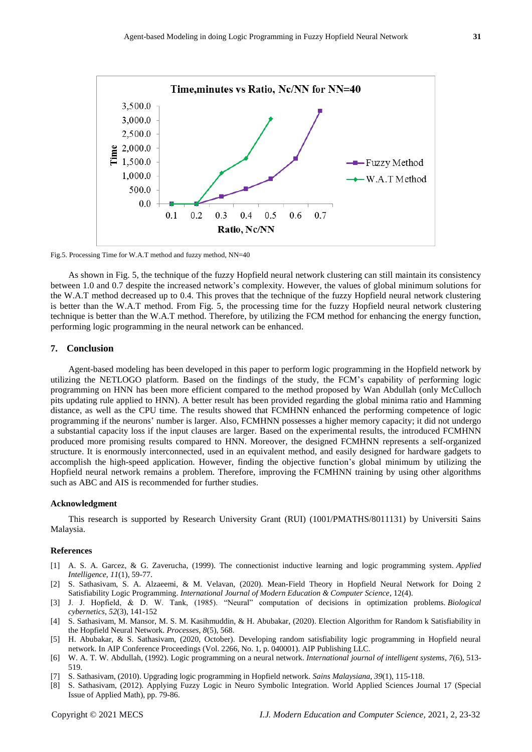Fig.5. Processing Time for W.A.T method and fuzzy method, NN=40

As shown in Fig. 5, the technique of the fuzzy Hopfield neural network clustering can still maintain its consistency between 1.0 and 0.7 despite the increased network's complexity. However, the values of global minimum solutions for the W.A.T method decreased up to 0.4. This proves that the technique of the fuzzy Hopfield neural network clustering is better than the W.A.T method. From Fig. 5, the processing time for the fuzzy Hopfield neural network clustering technique is better than the W.A.T method. Therefore, by utilizing the FCM method for enhancing the energy function, performing logic programming in the neural network can be enhanced.

## 7. Conclusion

Agent-based modeling has been developed in this paper to perform logic programming in the Hopfield network by utilizing the NETLOGO platform. Based on the findings of the study, the FCM's capability of performing logic programming on HNN has been more efficient compared to the method proposed by Wan Abdullah (only McCulloch pits updating rule applied to HNN). A better result has been provided regarding the global minima ratio and Hamming distance, as well as the CPU time. The results showed that FCMHNN enhanced the performing competence of logic programming if the neurons' number is larger. Also, FCMHNN possesses a higher memory capacity; it did not undergo a substantial capacity loss if the input clauses are larger. Based on the experimental results, the introduced FCMHNN produced more promising results compared to HNN. Moreover, the designed FCMHNN represents a self-organized structure. It is enormously interconnected, used in an equivalent method, and easily designed for hardware gadgets to accomplish the high-speed application. However, finding the objective function's global minimum by utilizing the Hopfield neural network remains a problem. Therefore, improving the FCMHNN training by using other algorithms such as ABC and AIS is recommended for further studies.

### Acknowledgment

This research is supported by Research University Grant (RUI) (1001/PMATHS/8011131) by Universiti Sains Malaysia.

### References

[1] A. S. A. Garcez, & G. Zaverucha, (1999). The connectionist inductive learning and logic programming system. *Applied Intelligence*, *11*(1), 59-77.

[2] S. Sathasivam, S. A. Alzaeemi, & M. Velavan, (2020). Mean-Field Theory in Hopfield Neural Network for Doing 2 Satisfiability Logic Programming. *International Journal of Modern Education & Computer Science*, 12(4).

[3] J. J. Hopfield, & D. W. Tank, (1985). "Neural" computation of decisions in optimization problems. *Biological cybernetics*, *52*(3), 141-152

[4] S. Sathasivam, M. Mansor, M. S. M. Kasihmuddin, & H. Abubakar, (2020). Election Algorithm for Random k Satisfiability in the Hopfield Neural Network. *Processes*, *8*(5), 568.

[5] H. Abubakar, & S. Sathasivam, (2020, October). Developing random satisfiability logic programming in Hopfield neural network. In AIP Conference Proceedings (Vol. 2266, No. 1, p. 040001). AIP Publishing LLC.

[6] W. A. T. W. Abdullah, (1992). Logic programming on a neural network. *International journal of intelligent systems*, *7*(6), 513-519.

[7] S. Sathasivam, (2010). Upgrading logic programming in Hopfield network. *Sains Malaysiana*, *39*(1), 115-118.

[8] S. Sathasivam, (2012). Applying Fuzzy Logic in Neuro Symbolic Integration. World Applied Sciences Journal 17 (Special Issue of Applied Math), pp. 79-86.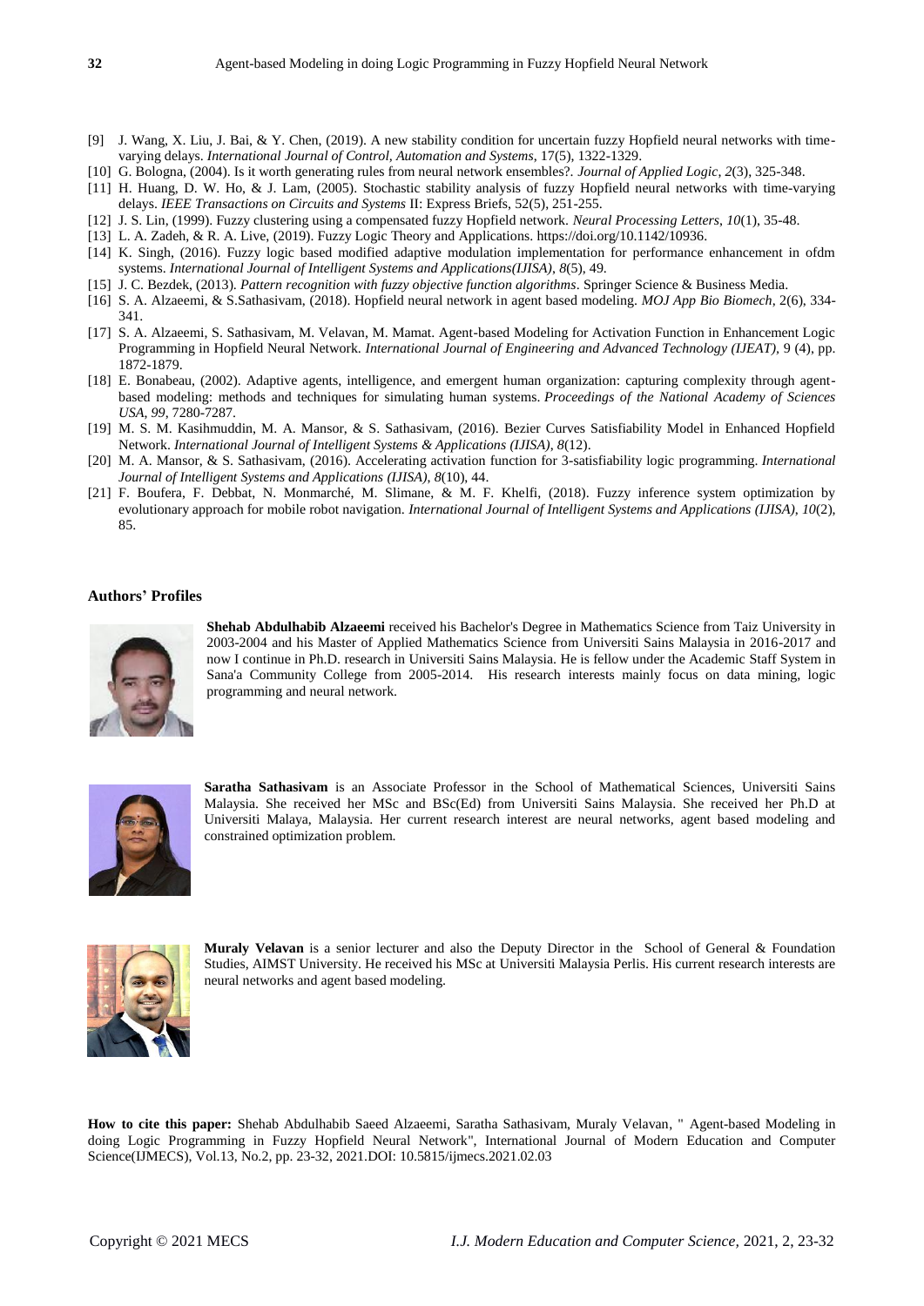[9] J. Wang, X. Liu, J. Bai, & Y. Chen, (2019). A new stability condition for uncertain fuzzy Hopfield neural networks with time-varying delays. *International Journal of Control, Automation and Systems*, 17(5), 1322-1329.

[10] G. Bologna, (2004). Is it worth generating rules from neural network ensembles?. *Journal of Applied Logic*, *2*(3), 325-348.

[11] H. Huang, D. W. Ho, & J. Lam, (2005). Stochastic stability analysis of fuzzy Hopfield neural networks with time-varying delays. *IEEE Transactions on Circuits and Systems* II: Express Briefs, 52(5), 251-255.

[12] J. S. Lin, (1999). Fuzzy clustering using a compensated fuzzy Hopfield network. *Neural Processing Letters*, *10*(1), 35-48.

[13] L. A. Zadeh, & R. A. Live, (2019). Fuzzy Logic Theory and Applications. https://doi.org/10.1142/10936.

[14] K. Singh, (2016). Fuzzy logic based modified adaptive modulation implementation for performance enhancement in ofdm systems. *International Journal of Intelligent Systems and Applications(IJISA)*, *8*(5), 49.

[15] J. C. Bezdek, (2013). *Pattern recognition with fuzzy objective function algorithms*. Springer Science & Business Media.

[16] S. A. Alzaeemi, & S.Sathasivam, (2018). Hopfield neural network in agent based modeling. *MOJ App Bio Biomech*, 2(6), 334-341.

[17] S. A. Alzaeemi, S. Sathasivam, M. Velavan, M. Mamat. Agent-based Modeling for Activation Function in Enhancement Logic Programming in Hopfield Neural Network. *International Journal of Engineering and Advanced Technology (IJEAT)*, 9 (4), pp. 1872-1879.

[18] E. Bonabeau, (2002). Adaptive agents, intelligence, and emergent human organization: capturing complexity through agent-based modeling: methods and techniques for simulating human systems. *Proceedings of the National Academy of Sciences USA*, *99*, 7280-7287.

[19] M. S. M. Kasihmuddin, M. A. Mansor, & S. Sathasivam, (2016). Bezier Curves Satisfiability Model in Enhanced Hopfield Network. *International Journal of Intelligent Systems & Applications (IJISA)*, *8*(12).

[20] M. A. Mansor, & S. Sathasivam, (2016). Accelerating activation function for 3-satisfiability logic programming. *International Journal of Intelligent Systems and Applications (IJISA)*, *8*(10), 44.

[21] F. Boufera, F. Debbat, N. Monmarché, M. Slimane, & M. F. Khelfi, (2018). Fuzzy inference system optimization by evolutionary approach for mobile robot navigation. *International Journal of Intelligent Systems and Applications (IJISA)*, *10*(2), 85.

## Authors' Profiles

**Shehab Abdulhabib Alzaeemi** received his Bachelor's Degree in Mathematics Science from Taiz University in 2003-2004 and his Master of Applied Mathematics Science from Universiti Sains Malaysia in 2016-2017 and now I continue in Ph.D. research in Universiti Sains Malaysia. He is fellow under the Academic Staff System in Sana'a Community College from 2005-2014. His research interests mainly focus on data mining, logic programming and neural network.

**Saratha Sathasivam** is an Associate Professor in the School of Mathematical Sciences, Universiti Sains Malaysia. She received her MSc and BSc(Ed) from Universiti Sains Malaysia. She received her Ph.D at Universiti Malaya, Malaysia. Her current research interest are neural networks, agent based modeling and constrained optimization problem.

**Muraly Velavan** is a senior lecturer and also the Deputy Director in the School of General & Foundation Studies, AIMST University. He received his MSc at Universiti Malaysia Perlis. His current research interests are neural networks and agent based modeling.

**How to cite this paper:** Shehab Abdulhabib Saeed Alzaeemi, Saratha Sathasivam, Muraly Velavan, " Agent-based Modeling in doing Logic Programming in Fuzzy Hopfield Neural Network", International Journal of Modern Education and Computer Science(IJMECS), Vol.13, No.2, pp. 23-32, 2021.DOI: 10.5815/ijmecs.2021.02.03